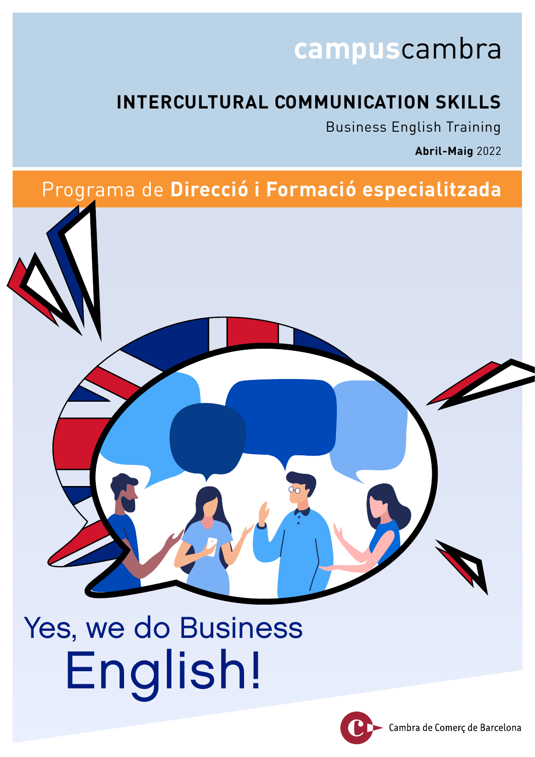campuscambra

# INTERCULTURAL COMMUNICATION SKILLS

Business English Training

**Abril-Maig** 2022

Programa de **Direcció i Formació especialitzada**

Yes, we do Business English!

Cambra de Comerç de Barcelona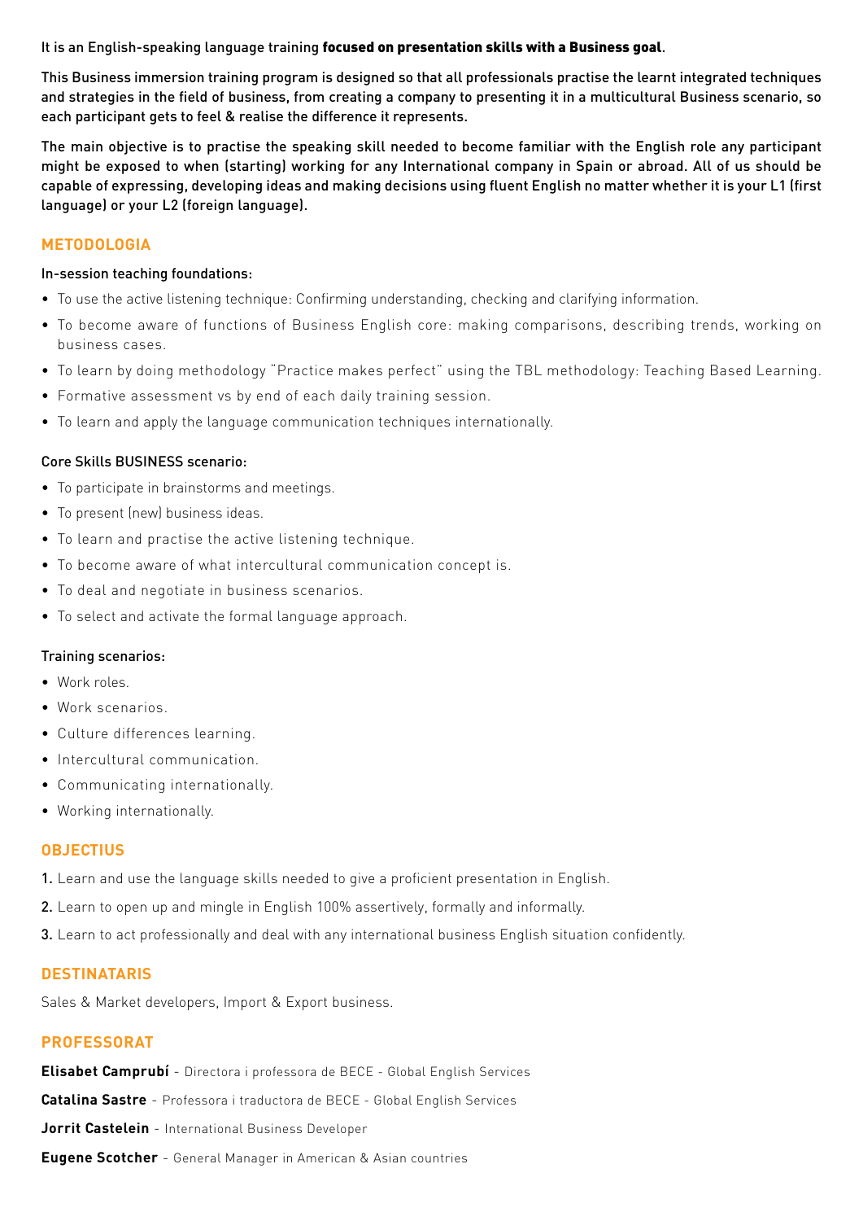It is an English-speaking language training **focused on presentation skills with a Business goal**.

This Business immersion training program is designed so that all professionals practise the learnt integrated techniques and strategies in the field of business, from creating a company to presenting it in a multicultural Business scenario, so each participant gets to feel & realise the difference it represents.

The main objective is to practise the speaking skill needed to become familiar with the English role any participant might be exposed to when (starting) working for any International company in Spain or abroad. All of us should be capable of expressing, developing ideas and making decisions using fluent English no matter whether it is your L1 (first language) or your L2 (foreign language).

## METODOLOGIA

In-session teaching foundations:

- To use the active listening technique: Confirming understanding, checking and clarifying information.
- To become aware of functions of Business English core: making comparisons, describing trends, working on business cases.
- To learn by doing methodology "Practice makes perfect" using the TBL methodology: Teaching Based Learning.
- Formative assessment vs by end of each daily training session.
- To learn and apply the language communication techniques internationally.

Core Skills BUSINESS scenario:

- To participate in brainstorms and meetings.
- To present (new) business ideas.
- To learn and practise the active listening technique.
- To become aware of what intercultural communication concept is.
- To deal and negotiate in business scenarios.
- To select and activate the formal language approach.

Training scenarios:

- Work roles.
- Work scenarios.
- Culture differences learning.
- Intercultural communication.
- Communicating internationally.
- Working internationally.

## OBJECTIUS

1. Learn and use the language skills needed to give a proficient presentation in English.
2. Learn to open up and mingle in English 100% assertively, formally and informally.
3. Learn to act professionally and deal with any international business English situation confidently.

## DESTINATARIS

Sales & Market developers, Import & Export business.

## PROFESSORAT

**Elisabet Camprubí** - Directora i professora de BECE - Global English Services

**Catalina Sastre** - Professora i traductora de BECE - Global English Services

**Jorrit Castelein** - International Business Developer

**Eugene Scotcher** - General Manager in American & Asian countries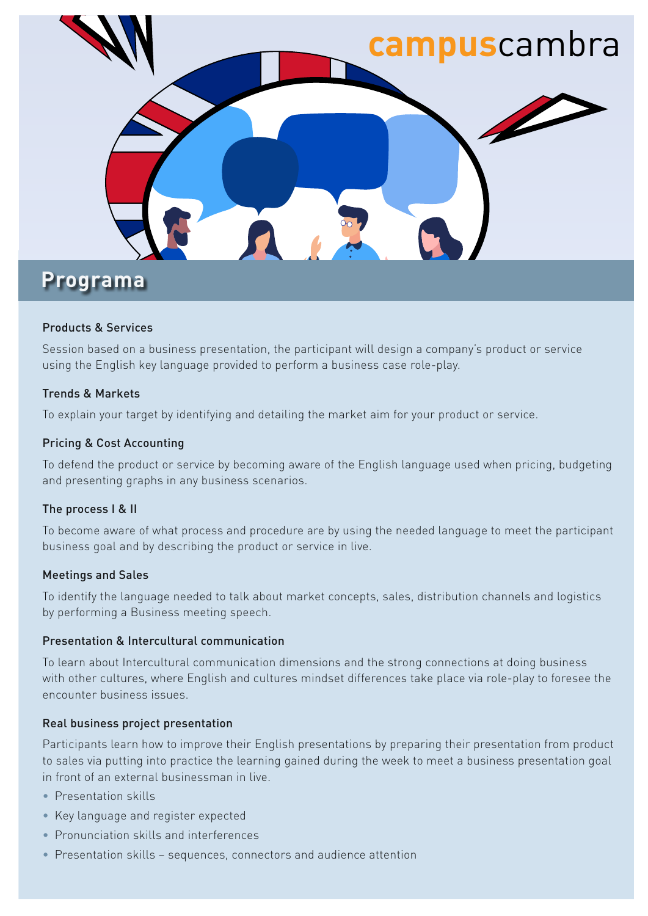campuscambra

## Programa

### Products & Services

Session based on a business presentation, the participant will design a company's product or service using the English key language provided to perform a business case role-play.

### Trends & Markets

To explain your target by identifying and detailing the market aim for your product or service.

### Pricing & Cost Accounting

To defend the product or service by becoming aware of the English language used when pricing, budgeting and presenting graphs in any business scenarios.

### The process I & II

To become aware of what process and procedure are by using the needed language to meet the participant business goal and by describing the product or service in live.

### Meetings and Sales

To identify the language needed to talk about market concepts, sales, distribution channels and logistics by performing a Business meeting speech.

### Presentation & Intercultural communication

To learn about Intercultural communication dimensions and the strong connections at doing business with other cultures, where English and cultures mindset differences take place via role-play to foresee the encounter business issues.

### Real business project presentation

Participants learn how to improve their English presentations by preparing their presentation from product to sales via putting into practice the learning gained during the week to meet a business presentation goal in front of an external businessman in live.

- Presentation skills
- Key language and register expected
- Pronunciation skills and interferences
- Presentation skills – sequences, connectors and audience attention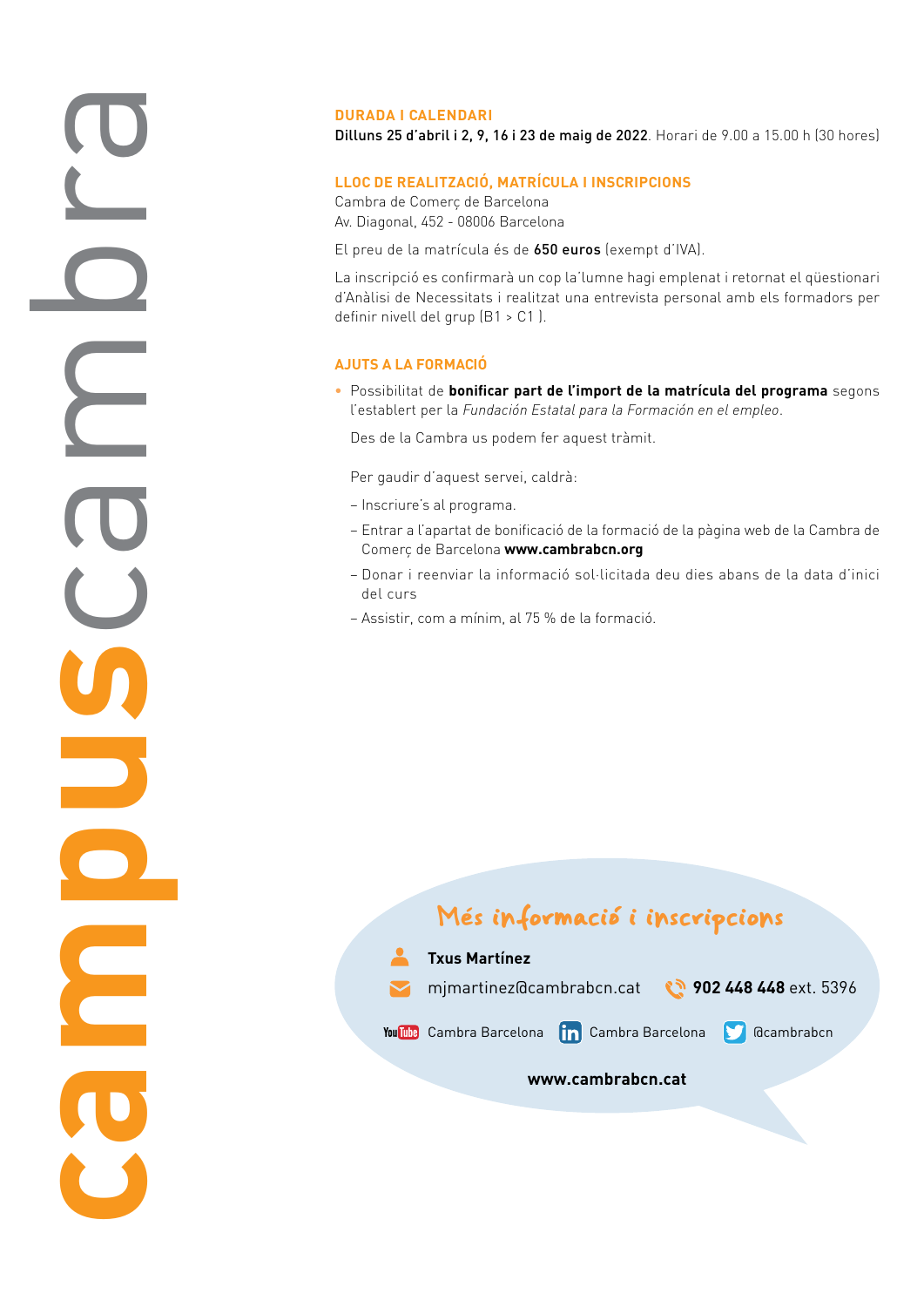## DURADA I CALENDARI

**Dilluns 25 d'abril i 2, 9, 16 i 23 de maig de 2022**. Horari de 9.00 a 15.00 h (30 hores)

## LLOC DE REALITZACIÓ, MATRÍCULA I INSCRIPCIONS

Cambra de Comerç de Barcelona
Av. Diagonal, 452 - 08006 Barcelona

El preu de la matrícula és de **650 euros** (exempt d'IVA).

La inscripció es confirmarà un cop la'lumne hagi emplenat i retornat el qüestionari d'Anàlisi de Necessitats i realitzat una entrevista personal amb els formadors per definir nivell del grup (B1 > C1 ).

## AJUTS A LA FORMACIÓ

- Possibilitat de **bonificar part de l'import de la matrícula del programa** segons l'establert per la *Fundación Estatal para la Formación en el empleo*.

  Des de la Cambra us podem fer aquest tràmit.

  Per gaudir d'aquest servei, caldrà:

  - Inscriure's al programa.
  - Entrar a l'apartat de bonificació de la formació de la pàgina web de la Cambra de Comerç de Barcelona **www.cambrabcn.org**
  - Donar i reenviar la informació sol·licitada deu dies abans de la data d'inici del curs
  - Assistir, com a mínim, al 75 % de la formació.

## Més informació i inscripcions

**Txus Martínez**

mjmartinez@cambrabcn.cat

**902 448 448** ext. 5396

YouTube: Cambra Barcelona
LinkedIn: Cambra Barcelona
Twitter: @cambrabcn

**www.cambrabcn.cat**